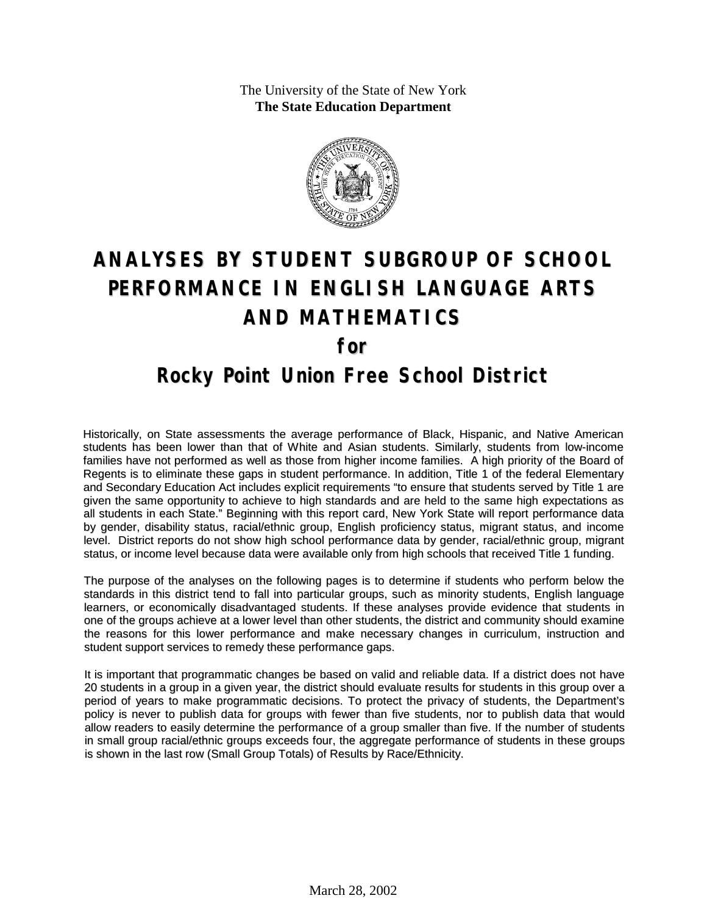The University of the State of New York
**The State Education Department**

# ANALYSES BY STUDENT SUBGROUP OF SCHOOL PERFORMANCE IN ENGLISH LANGUAGE ARTS AND MATHEMATICS

## for

## Rocky Point Union Free School District

Historically, on State assessments the average performance of Black, Hispanic, and Native American students has been lower than that of White and Asian students. Similarly, students from low-income families have not performed as well as those from higher income families. A high priority of the Board of Regents is to eliminate these gaps in student performance. In addition, Title 1 of the federal Elementary and Secondary Education Act includes explicit requirements "to ensure that students served by Title 1 are given the same opportunity to achieve to high standards and are held to the same high expectations as all students in each State." Beginning with this report card, New York State will report performance data by gender, disability status, racial/ethnic group, English proficiency status, migrant status, and income level. District reports do not show high school performance data by gender, racial/ethnic group, migrant status, or income level because data were available only from high schools that received Title 1 funding.

The purpose of the analyses on the following pages is to determine if students who perform below the standards in this district tend to fall into particular groups, such as minority students, English language learners, or economically disadvantaged students. If these analyses provide evidence that students in one of the groups achieve at a lower level than other students, the district and community should examine the reasons for this lower performance and make necessary changes in curriculum, instruction and student support services to remedy these performance gaps.

It is important that programmatic changes be based on valid and reliable data. If a district does not have 20 students in a group in a given year, the district should evaluate results for students in this group over a period of years to make programmatic decisions. To protect the privacy of students, the Department's policy is never to publish data for groups with fewer than five students, nor to publish data that would allow readers to easily determine the performance of a group smaller than five. If the number of students in small group racial/ethnic groups exceeds four, the aggregate performance of students in these groups is shown in the last row (Small Group Totals) of Results by Race/Ethnicity.

March 28, 2002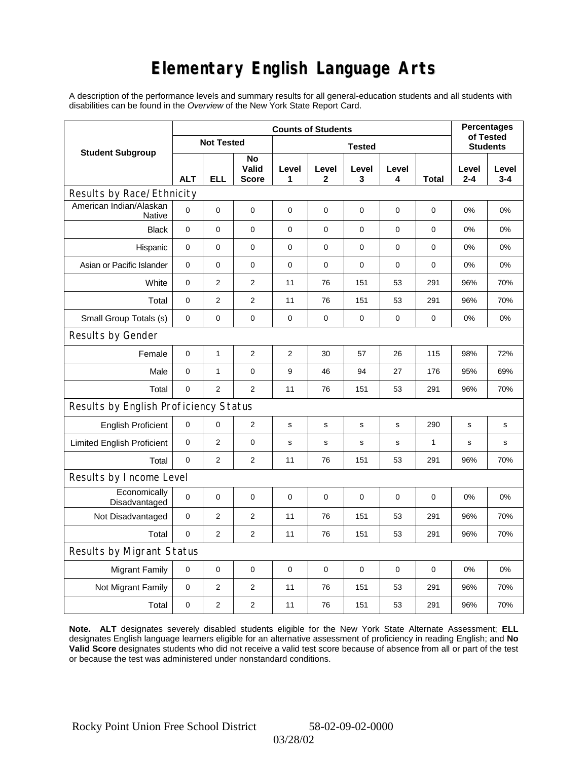# Elementary English Language Arts

A description of the performance levels and summary results for all general-education students and all students with disabilities can be found in the *Overview* of the New York State Report Card.

| Student Subgroup | Counts of Students | | | | | | | | Percentages of Tested Students | |
|---|---|---|---|---|---|---|---|---|---|---|
| | Not Tested | | | Tested | | | | | | |
| | ALT | ELL | No Valid Score | Level 1 | Level 2 | Level 3 | Level 4 | Total | Level 2-4 | Level 3-4 |
| **Results by Race/Ethnicity** | | | | | | | | | | |
| American Indian/Alaskan Native | 0 | 0 | 0 | 0 | 0 | 0 | 0 | 0 | 0% | 0% |
| Black | 0 | 0 | 0 | 0 | 0 | 0 | 0 | 0 | 0% | 0% |
| Hispanic | 0 | 0 | 0 | 0 | 0 | 0 | 0 | 0 | 0% | 0% |
| Asian or Pacific Islander | 0 | 0 | 0 | 0 | 0 | 0 | 0 | 0 | 0% | 0% |
| White | 0 | 2 | 2 | 11 | 76 | 151 | 53 | 291 | 96% | 70% |
| Total | 0 | 2 | 2 | 11 | 76 | 151 | 53 | 291 | 96% | 70% |
| Small Group Totals (s) | 0 | 0 | 0 | 0 | 0 | 0 | 0 | 0 | 0% | 0% |
| **Results by Gender** | | | | | | | | | | |
| Female | 0 | 1 | 2 | 2 | 30 | 57 | 26 | 115 | 98% | 72% |
| Male | 0 | 1 | 0 | 9 | 46 | 94 | 27 | 176 | 95% | 69% |
| Total | 0 | 2 | 2 | 11 | 76 | 151 | 53 | 291 | 96% | 70% |
| **Results by English Proficiency Status** | | | | | | | | | | |
| English Proficient | 0 | 0 | 2 | s | s | s | s | 290 | s | s |
| Limited English Proficient | 0 | 2 | 0 | s | s | s | s | 1 | s | s |
| Total | 0 | 2 | 2 | 11 | 76 | 151 | 53 | 291 | 96% | 70% |
| **Results by Income Level** | | | | | | | | | | |
| Economically Disadvantaged | 0 | 0 | 0 | 0 | 0 | 0 | 0 | 0 | 0% | 0% |
| Not Disadvantaged | 0 | 2 | 2 | 11 | 76 | 151 | 53 | 291 | 96% | 70% |
| Total | 0 | 2 | 2 | 11 | 76 | 151 | 53 | 291 | 96% | 70% |
| **Results by Migrant Status** | | | | | | | | | | |
| Migrant Family | 0 | 0 | 0 | 0 | 0 | 0 | 0 | 0 | 0% | 0% |
| Not Migrant Family | 0 | 2 | 2 | 11 | 76 | 151 | 53 | 291 | 96% | 70% |
| Total | 0 | 2 | 2 | 11 | 76 | 151 | 53 | 291 | 96% | 70% |

**Note. ALT** designates severely disabled students eligible for the New York State Alternate Assessment; **ELL** designates English language learners eligible for an alternative assessment of proficiency in reading English; and **No Valid Score** designates students who did not receive a valid test score because of absence from all or part of the test or because the test was administered under nonstandard conditions.

Rocky Point Union Free School District 58-02-09-02-0000

03/28/02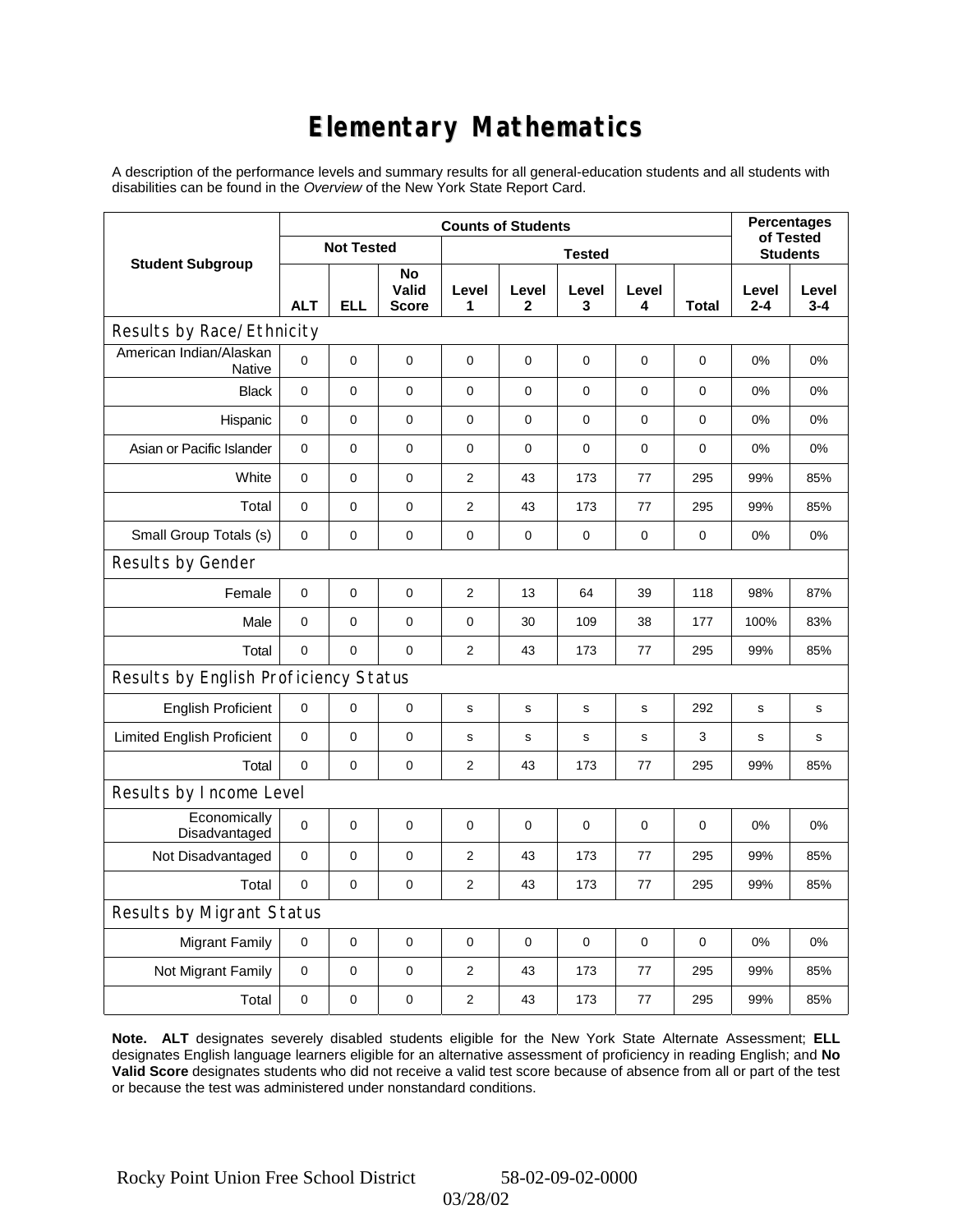# Elementary Mathematics

A description of the performance levels and summary results for all general-education students and all students with disabilities can be found in the *Overview* of the New York State Report Card.

| Student Subgroup | Counts of Students | | | | | | | | Percentages of Tested Students | |
|---|---|---|---|---|---|---|---|---|---|---|
| | Not Tested | | | Tested | | | | | | |
| | ALT | ELL | No Valid Score | Level 1 | Level 2 | Level 3 | Level 4 | Total | Level 2-4 | Level 3-4 |
| **Results by Race/Ethnicity** | | | | | | | | | | |
| American Indian/Alaskan Native | 0 | 0 | 0 | 0 | 0 | 0 | 0 | 0 | 0% | 0% |
| Black | 0 | 0 | 0 | 0 | 0 | 0 | 0 | 0 | 0% | 0% |
| Hispanic | 0 | 0 | 0 | 0 | 0 | 0 | 0 | 0 | 0% | 0% |
| Asian or Pacific Islander | 0 | 0 | 0 | 0 | 0 | 0 | 0 | 0 | 0% | 0% |
| White | 0 | 0 | 0 | 2 | 43 | 173 | 77 | 295 | 99% | 85% |
| Total | 0 | 0 | 0 | 2 | 43 | 173 | 77 | 295 | 99% | 85% |
| Small Group Totals (s) | 0 | 0 | 0 | 0 | 0 | 0 | 0 | 0 | 0% | 0% |
| **Results by Gender** | | | | | | | | | | |
| Female | 0 | 0 | 0 | 2 | 13 | 64 | 39 | 118 | 98% | 87% |
| Male | 0 | 0 | 0 | 0 | 30 | 109 | 38 | 177 | 100% | 83% |
| Total | 0 | 0 | 0 | 2 | 43 | 173 | 77 | 295 | 99% | 85% |
| **Results by English Proficiency Status** | | | | | | | | | | |
| English Proficient | 0 | 0 | 0 | s | s | s | s | 292 | s | s |
| Limited English Proficient | 0 | 0 | 0 | s | s | s | s | 3 | s | s |
| Total | 0 | 0 | 0 | 2 | 43 | 173 | 77 | 295 | 99% | 85% |
| **Results by Income Level** | | | | | | | | | | |
| Economically Disadvantaged | 0 | 0 | 0 | 0 | 0 | 0 | 0 | 0 | 0% | 0% |
| Not Disadvantaged | 0 | 0 | 0 | 2 | 43 | 173 | 77 | 295 | 99% | 85% |
| Total | 0 | 0 | 0 | 2 | 43 | 173 | 77 | 295 | 99% | 85% |
| **Results by Migrant Status** | | | | | | | | | | |
| Migrant Family | 0 | 0 | 0 | 0 | 0 | 0 | 0 | 0 | 0% | 0% |
| Not Migrant Family | 0 | 0 | 0 | 2 | 43 | 173 | 77 | 295 | 99% | 85% |
| Total | 0 | 0 | 0 | 2 | 43 | 173 | 77 | 295 | 99% | 85% |

**Note. ALT** designates severely disabled students eligible for the New York State Alternate Assessment; **ELL** designates English language learners eligible for an alternative assessment of proficiency in reading English; and **No Valid Score** designates students who did not receive a valid test score because of absence from all or part of the test or because the test was administered under nonstandard conditions.

Rocky Point Union Free School District 58-02-09-02-0000

03/28/02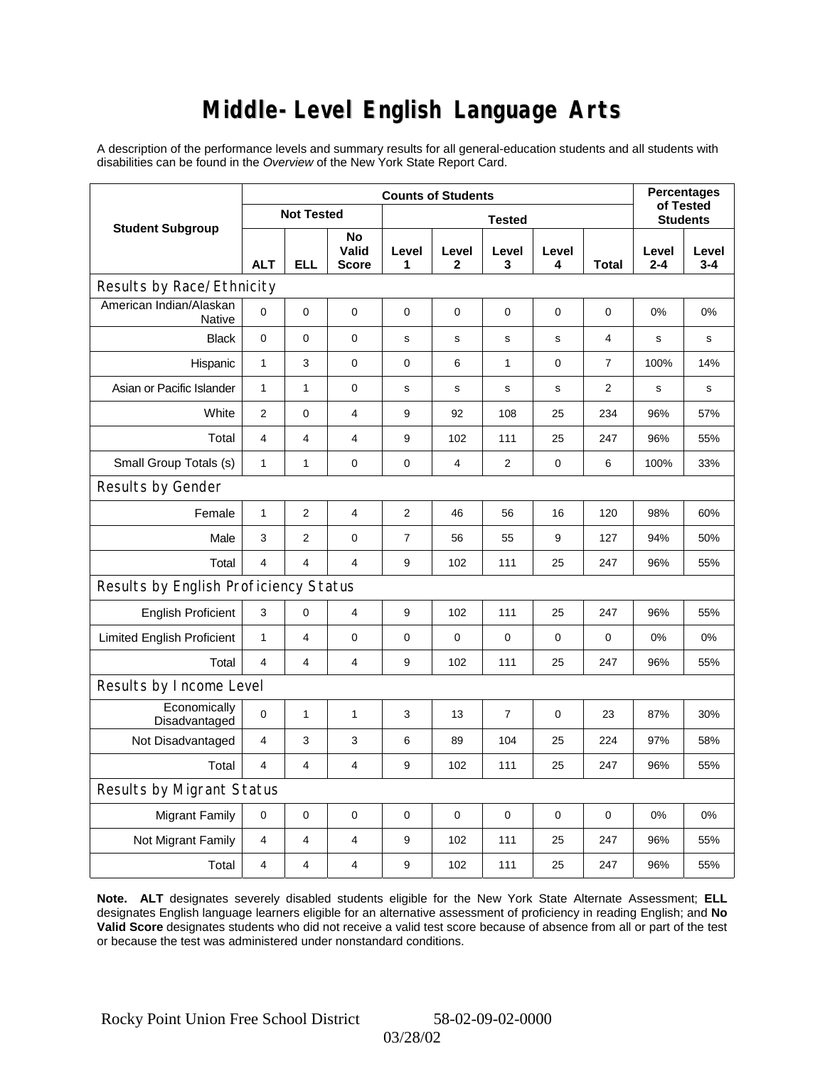# Middle-Level English Language Arts

A description of the performance levels and summary results for all general-education students and all students with disabilities can be found in the *Overview* of the New York State Report Card.

| Student Subgroup | Counts of Students | | | | | | | | Percentages of Tested Students | |
|---|---|---|---|---|---|---|---|---|---|---|
| | Not Tested | | | Tested | | | | | | |
| | ALT | ELL | No Valid Score | Level 1 | Level 2 | Level 3 | Level 4 | Total | Level 2-4 | Level 3-4 |
| **Results by Race/Ethnicity** | | | | | | | | | | |
| American Indian/Alaskan Native | 0 | 0 | 0 | 0 | 0 | 0 | 0 | 0 | 0% | 0% |
| Black | 0 | 0 | 0 | s | s | s | s | 4 | s | s |
| Hispanic | 1 | 3 | 0 | 0 | 6 | 1 | 0 | 7 | 100% | 14% |
| Asian or Pacific Islander | 1 | 1 | 0 | s | s | s | s | 2 | s | s |
| White | 2 | 0 | 4 | 9 | 92 | 108 | 25 | 234 | 96% | 57% |
| Total | 4 | 4 | 4 | 9 | 102 | 111 | 25 | 247 | 96% | 55% |
| Small Group Totals (s) | 1 | 1 | 0 | 0 | 4 | 2 | 0 | 6 | 100% | 33% |
| **Results by Gender** | | | | | | | | | | |
| Female | 1 | 2 | 4 | 2 | 46 | 56 | 16 | 120 | 98% | 60% |
| Male | 3 | 2 | 0 | 7 | 56 | 55 | 9 | 127 | 94% | 50% |
| Total | 4 | 4 | 4 | 9 | 102 | 111 | 25 | 247 | 96% | 55% |
| **Results by English Proficiency Status** | | | | | | | | | | |
| English Proficient | 3 | 0 | 4 | 9 | 102 | 111 | 25 | 247 | 96% | 55% |
| Limited English Proficient | 1 | 4 | 0 | 0 | 0 | 0 | 0 | 0 | 0% | 0% |
| Total | 4 | 4 | 4 | 9 | 102 | 111 | 25 | 247 | 96% | 55% |
| **Results by Income Level** | | | | | | | | | | |
| Economically Disadvantaged | 0 | 1 | 1 | 3 | 13 | 7 | 0 | 23 | 87% | 30% |
| Not Disadvantaged | 4 | 3 | 3 | 6 | 89 | 104 | 25 | 224 | 97% | 58% |
| Total | 4 | 4 | 4 | 9 | 102 | 111 | 25 | 247 | 96% | 55% |
| **Results by Migrant Status** | | | | | | | | | | |
| Migrant Family | 0 | 0 | 0 | 0 | 0 | 0 | 0 | 0 | 0% | 0% |
| Not Migrant Family | 4 | 4 | 4 | 9 | 102 | 111 | 25 | 247 | 96% | 55% |
| Total | 4 | 4 | 4 | 9 | 102 | 111 | 25 | 247 | 96% | 55% |

**Note. ALT** designates severely disabled students eligible for the New York State Alternate Assessment; **ELL** designates English language learners eligible for an alternative assessment of proficiency in reading English; and **No Valid Score** designates students who did not receive a valid test score because of absence from all or part of the test or because the test was administered under nonstandard conditions.

Rocky Point Union Free School District 58-02-09-02-0000

03/28/02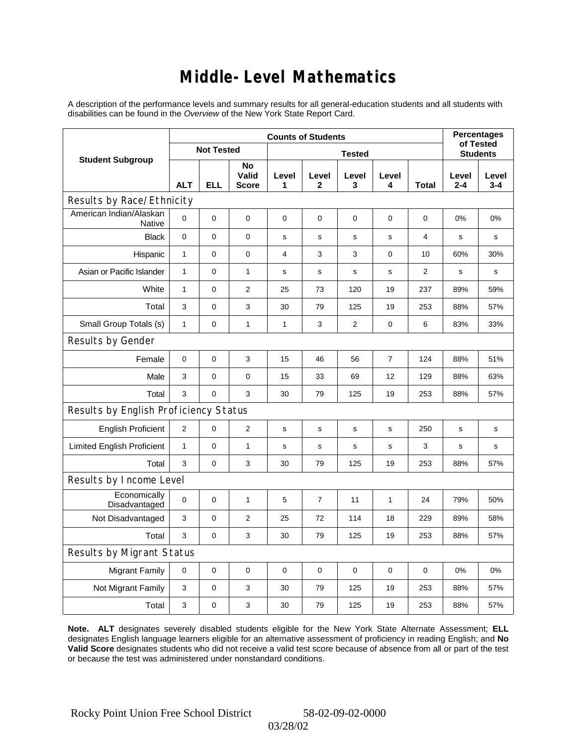# Middle-Level Mathematics

A description of the performance levels and summary results for all general-education students and all students with disabilities can be found in the *Overview* of the New York State Report Card.

| Student Subgroup | Counts of Students | | | | | | | | Percentages of Tested Students | |
|---|---|---|---|---|---|---|---|---|---|---|
| | Not Tested | | | Tested | | | | | | |
| | ALT | ELL | No Valid Score | Level 1 | Level 2 | Level 3 | Level 4 | Total | Level 2-4 | Level 3-4 |
| **Results by Race/Ethnicity** | | | | | | | | | | |
| American Indian/Alaskan Native | 0 | 0 | 0 | 0 | 0 | 0 | 0 | 0 | 0% | 0% |
| Black | 0 | 0 | 0 | s | s | s | s | 4 | s | s |
| Hispanic | 1 | 0 | 0 | 4 | 3 | 3 | 0 | 10 | 60% | 30% |
| Asian or Pacific Islander | 1 | 0 | 1 | s | s | s | s | 2 | s | s |
| White | 1 | 0 | 2 | 25 | 73 | 120 | 19 | 237 | 89% | 59% |
| Total | 3 | 0 | 3 | 30 | 79 | 125 | 19 | 253 | 88% | 57% |
| Small Group Totals (s) | 1 | 0 | 1 | 1 | 3 | 2 | 0 | 6 | 83% | 33% |
| **Results by Gender** | | | | | | | | | | |
| Female | 0 | 0 | 3 | 15 | 46 | 56 | 7 | 124 | 88% | 51% |
| Male | 3 | 0 | 0 | 15 | 33 | 69 | 12 | 129 | 88% | 63% |
| Total | 3 | 0 | 3 | 30 | 79 | 125 | 19 | 253 | 88% | 57% |
| **Results by English Proficiency Status** | | | | | | | | | | |
| English Proficient | 2 | 0 | 2 | s | s | s | s | 250 | s | s |
| Limited English Proficient | 1 | 0 | 1 | s | s | s | s | 3 | s | s |
| Total | 3 | 0 | 3 | 30 | 79 | 125 | 19 | 253 | 88% | 57% |
| **Results by Income Level** | | | | | | | | | | |
| Economically Disadvantaged | 0 | 0 | 1 | 5 | 7 | 11 | 1 | 24 | 79% | 50% |
| Not Disadvantaged | 3 | 0 | 2 | 25 | 72 | 114 | 18 | 229 | 89% | 58% |
| Total | 3 | 0 | 3 | 30 | 79 | 125 | 19 | 253 | 88% | 57% |
| **Results by Migrant Status** | | | | | | | | | | |
| Migrant Family | 0 | 0 | 0 | 0 | 0 | 0 | 0 | 0 | 0% | 0% |
| Not Migrant Family | 3 | 0 | 3 | 30 | 79 | 125 | 19 | 253 | 88% | 57% |
| Total | 3 | 0 | 3 | 30 | 79 | 125 | 19 | 253 | 88% | 57% |

**Note. ALT** designates severely disabled students eligible for the New York State Alternate Assessment; **ELL** designates English language learners eligible for an alternative assessment of proficiency in reading English; and **No Valid Score** designates students who did not receive a valid test score because of absence from all or part of the test or because the test was administered under nonstandard conditions.

Rocky Point Union Free School District 58-02-09-02-0000

03/28/02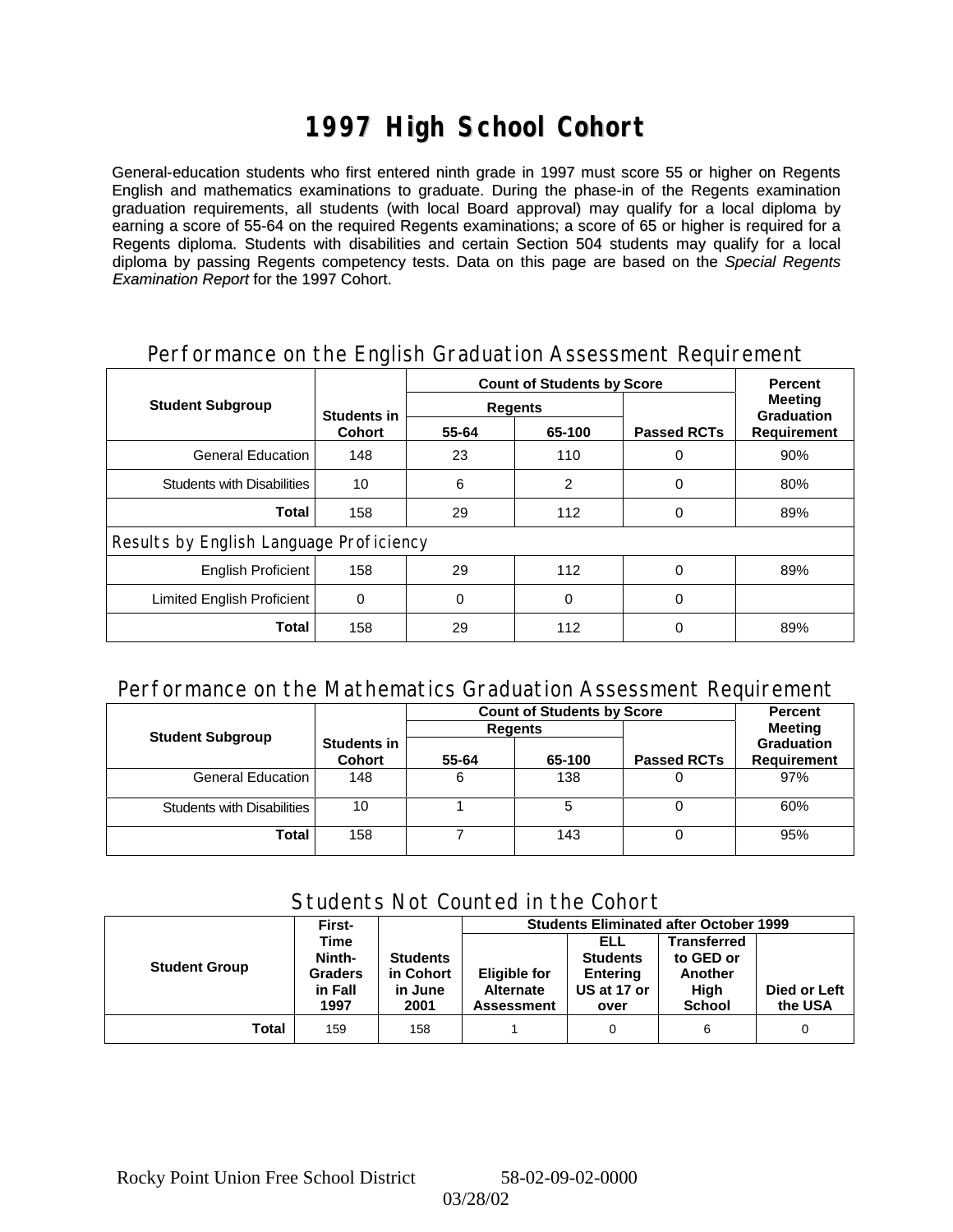# 1997 High School Cohort

General-education students who first entered ninth grade in 1997 must score 55 or higher on Regents English and mathematics examinations to graduate. During the phase-in of the Regents examination graduation requirements, all students (with local Board approval) may qualify for a local diploma by earning a score of 55-64 on the required Regents examinations; a score of 65 or higher is required for a Regents diploma. Students with disabilities and certain Section 504 students may qualify for a local diploma by passing Regents competency tests. Data on this page are based on the *Special Regents Examination Report* for the 1997 Cohort.

## Performance on the English Graduation Assessment Requirement

| Student Subgroup | Students in Cohort | Count of Students by Score | | | Percent Meeting Graduation Requirement |
|---|---|---|---|---|---|
| | | Regents | | | |
| | | 55-64 | 65-100 | Passed RCTs | |
| General Education | 148 | 23 | 110 | 0 | 90% |
| Students with Disabilities | 10 | 6 | 2 | 0 | 80% |
| **Total** | 158 | 29 | 112 | 0 | 89% |
| Results by English Language Proficiency | | | | | |
| English Proficient | 158 | 29 | 112 | 0 | 89% |
| Limited English Proficient | 0 | 0 | 0 | 0 | |
| **Total** | 158 | 29 | 112 | 0 | 89% |

## Performance on the Mathematics Graduation Assessment Requirement

| Student Subgroup | Students in Cohort | Count of Students by Score | | | Percent Meeting Graduation Requirement |
|---|---|---|---|---|---|
| | | Regents | | | |
| | | 55-64 | 65-100 | Passed RCTs | |
| General Education | 148 | 6 | 138 | 0 | 97% |
| Students with Disabilities | 10 | 1 | 5 | 0 | 60% |
| **Total** | 158 | 7 | 143 | 0 | 95% |

## Students Not Counted in the Cohort

| Student Group | First-Time Ninth-Graders in Fall 1997 | Students in Cohort in June 2001 | Students Eliminated after October 1999 | | | |
|---|---|---|---|---|---|---|
| | | | Eligible for Alternate Assessment | ELL Students Entering US at 17 or over | Transferred to GED or Another High School | Died or Left the USA |
| **Total** | 159 | 158 | 1 | 0 | 6 | 0 |

Rocky Point Union Free School District 58-02-09-02-0000
03/28/02